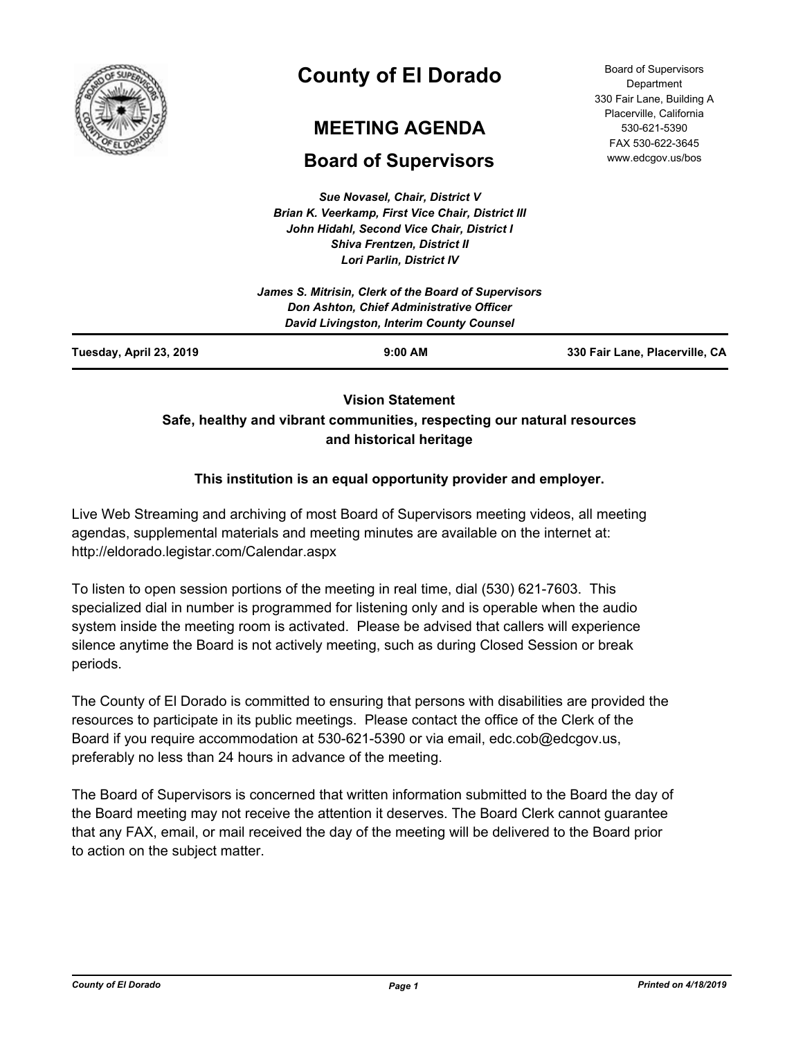# County of El Dorado

## MEETING AGENDA

## Board of Supervisors

Board of Supervisors Department
330 Fair Lane, Building A
Placerville, California
530-621-5390
FAX 530-622-3645
www.edcgov.us/bos

*Sue Novasel, Chair, District V*
*Brian K. Veerkamp, First Vice Chair, District III*
*John Hidahl, Second Vice Chair, District I*
*Shiva Frentzen, District II*
*Lori Parlin, District IV*

*James S. Mitrisin, Clerk of the Board of Supervisors*
*Don Ashton, Chief Administrative Officer*
*David Livingston, Interim County Counsel*

**Tuesday, April 23, 2019** **9:00 AM** **330 Fair Lane, Placerville, CA**

**Vision Statement**
**Safe, healthy and vibrant communities, respecting our natural resources and historical heritage**

**This institution is an equal opportunity provider and employer.**

Live Web Streaming and archiving of most Board of Supervisors meeting videos, all meeting agendas, supplemental materials and meeting minutes are available on the internet at: http://eldorado.legistar.com/Calendar.aspx

To listen to open session portions of the meeting in real time, dial (530) 621-7603. This specialized dial in number is programmed for listening only and is operable when the audio system inside the meeting room is activated. Please be advised that callers will experience silence anytime the Board is not actively meeting, such as during Closed Session or break periods.

The County of El Dorado is committed to ensuring that persons with disabilities are provided the resources to participate in its public meetings. Please contact the office of the Clerk of the Board if you require accommodation at 530-621-5390 or via email, edc.cob@edcgov.us, preferably no less than 24 hours in advance of the meeting.

The Board of Supervisors is concerned that written information submitted to the Board the day of the Board meeting may not receive the attention it deserves. The Board Clerk cannot guarantee that any FAX, email, or mail received the day of the meeting will be delivered to the Board prior to action on the subject matter.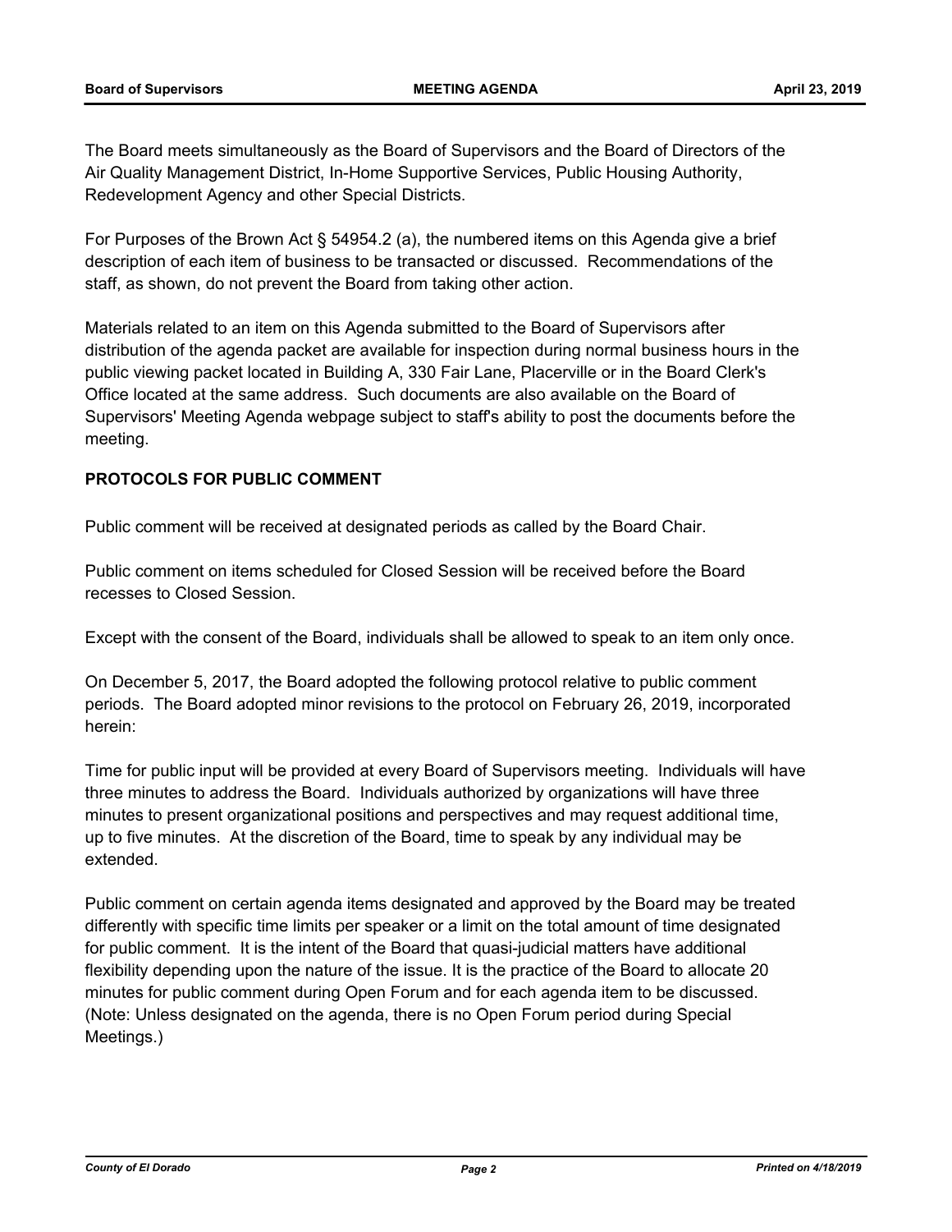The Board meets simultaneously as the Board of Supervisors and the Board of Directors of the Air Quality Management District, In-Home Supportive Services, Public Housing Authority, Redevelopment Agency and other Special Districts.

For Purposes of the Brown Act § 54954.2 (a), the numbered items on this Agenda give a brief description of each item of business to be transacted or discussed. Recommendations of the staff, as shown, do not prevent the Board from taking other action.

Materials related to an item on this Agenda submitted to the Board of Supervisors after distribution of the agenda packet are available for inspection during normal business hours in the public viewing packet located in Building A, 330 Fair Lane, Placerville or in the Board Clerk's Office located at the same address. Such documents are also available on the Board of Supervisors' Meeting Agenda webpage subject to staff's ability to post the documents before the meeting.

**PROTOCOLS FOR PUBLIC COMMENT**

Public comment will be received at designated periods as called by the Board Chair.

Public comment on items scheduled for Closed Session will be received before the Board recesses to Closed Session.

Except with the consent of the Board, individuals shall be allowed to speak to an item only once.

On December 5, 2017, the Board adopted the following protocol relative to public comment periods. The Board adopted minor revisions to the protocol on February 26, 2019, incorporated herein:

Time for public input will be provided at every Board of Supervisors meeting. Individuals will have three minutes to address the Board. Individuals authorized by organizations will have three minutes to present organizational positions and perspectives and may request additional time, up to five minutes. At the discretion of the Board, time to speak by any individual may be extended.

Public comment on certain agenda items designated and approved by the Board may be treated differently with specific time limits per speaker or a limit on the total amount of time designated for public comment. It is the intent of the Board that quasi-judicial matters have additional flexibility depending upon the nature of the issue. It is the practice of the Board to allocate 20 minutes for public comment during Open Forum and for each agenda item to be discussed. (Note: Unless designated on the agenda, there is no Open Forum period during Special Meetings.)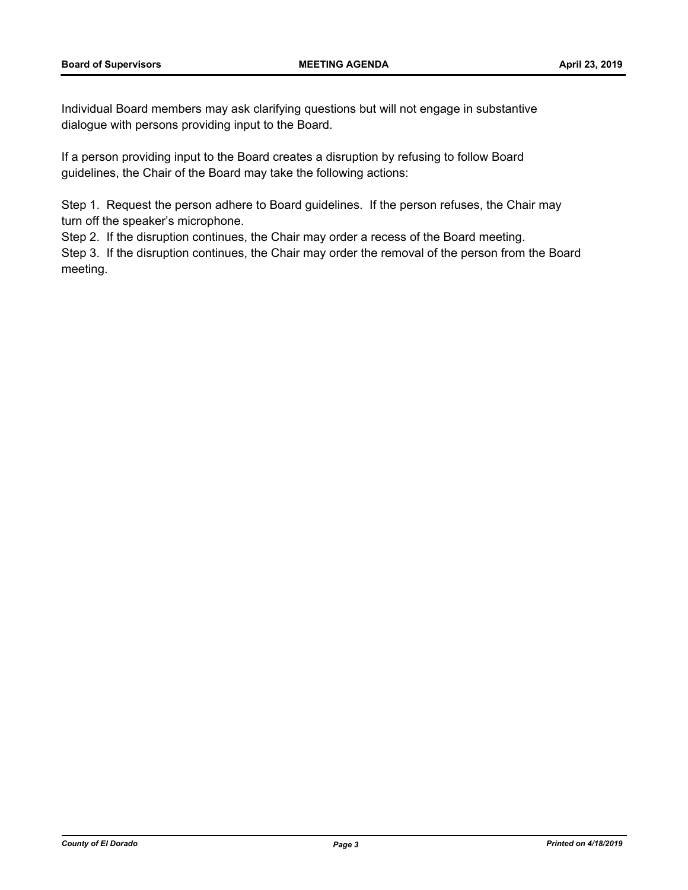Individual Board members may ask clarifying questions but will not engage in substantive dialogue with persons providing input to the Board.

If a person providing input to the Board creates a disruption by refusing to follow Board guidelines, the Chair of the Board may take the following actions:

Step 1. Request the person adhere to Board guidelines. If the person refuses, the Chair may turn off the speaker's microphone.
Step 2. If the disruption continues, the Chair may order a recess of the Board meeting.
Step 3. If the disruption continues, the Chair may order the removal of the person from the Board meeting.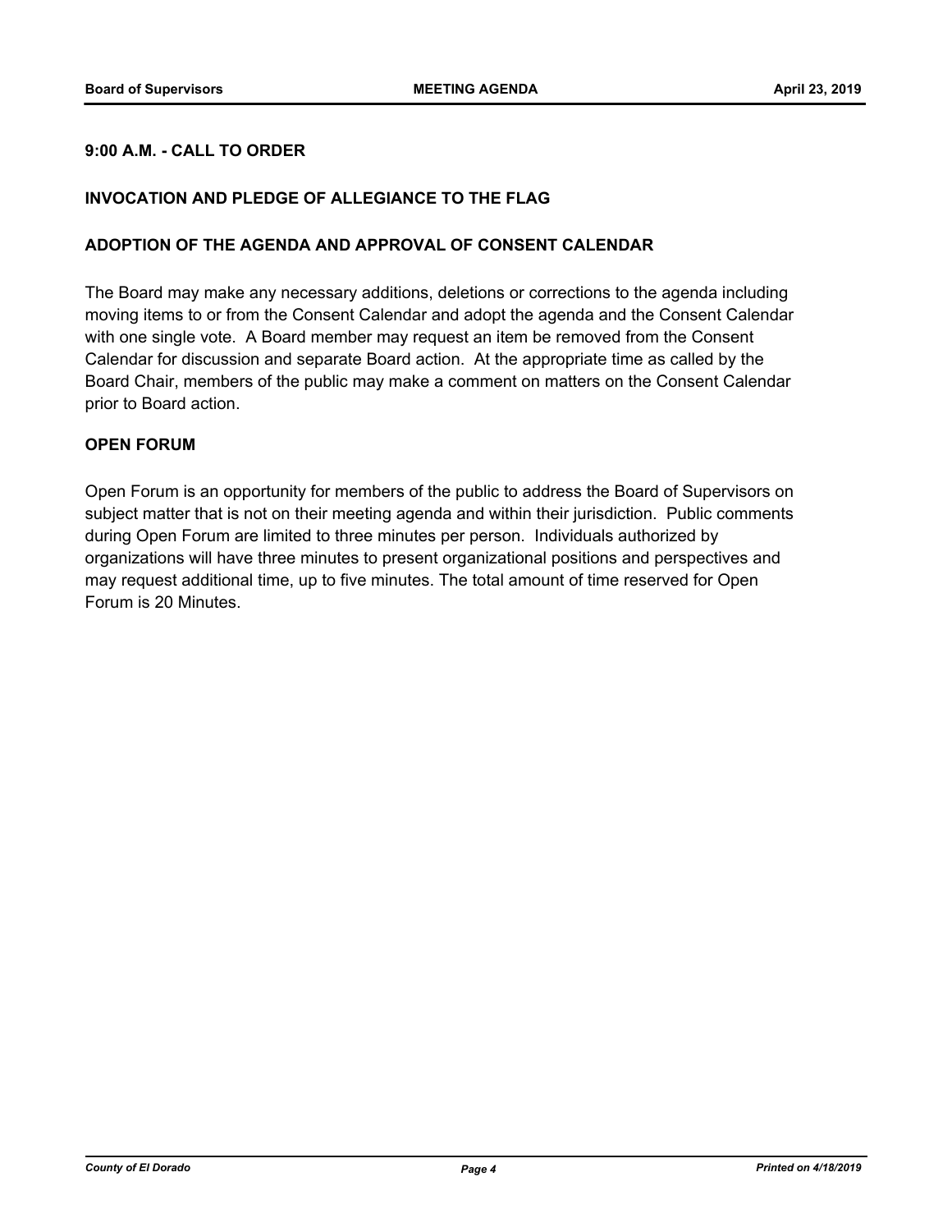**9:00 A.M. - CALL TO ORDER**

**INVOCATION AND PLEDGE OF ALLEGIANCE TO THE FLAG**

**ADOPTION OF THE AGENDA AND APPROVAL OF CONSENT CALENDAR**

The Board may make any necessary additions, deletions or corrections to the agenda including moving items to or from the Consent Calendar and adopt the agenda and the Consent Calendar with one single vote. A Board member may request an item be removed from the Consent Calendar for discussion and separate Board action. At the appropriate time as called by the Board Chair, members of the public may make a comment on matters on the Consent Calendar prior to Board action.

**OPEN FORUM**

Open Forum is an opportunity for members of the public to address the Board of Supervisors on subject matter that is not on their meeting agenda and within their jurisdiction. Public comments during Open Forum are limited to three minutes per person. Individuals authorized by organizations will have three minutes to present organizational positions and perspectives and may request additional time, up to five minutes. The total amount of time reserved for Open Forum is 20 Minutes.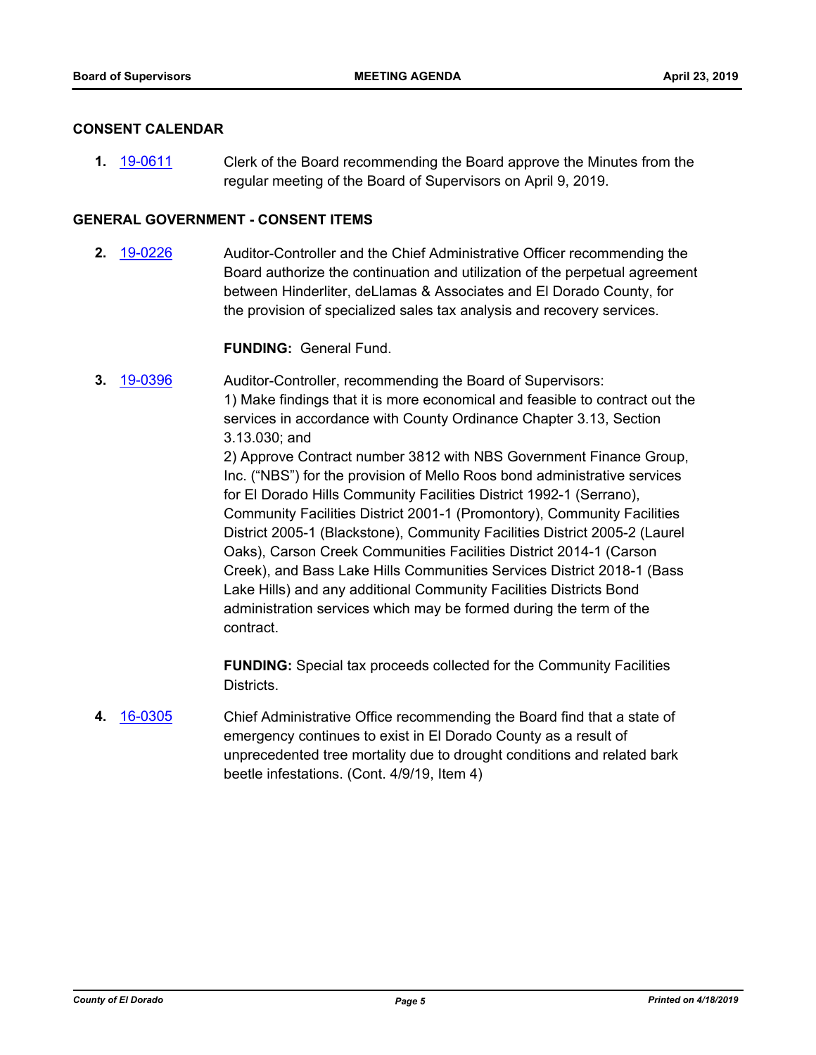## CONSENT CALENDAR

**1.** 19-0611 Clerk of the Board recommending the Board approve the Minutes from the regular meeting of the Board of Supervisors on April 9, 2019.

## GENERAL GOVERNMENT - CONSENT ITEMS

**2.** 19-0226 Auditor-Controller and the Chief Administrative Officer recommending the Board authorize the continuation and utilization of the perpetual agreement between Hinderliter, deLlamas & Associates and El Dorado County, for the provision of specialized sales tax analysis and recovery services.

**FUNDING:** General Fund.

**3.** 19-0396 Auditor-Controller, recommending the Board of Supervisors:
1) Make findings that it is more economical and feasible to contract out the services in accordance with County Ordinance Chapter 3.13, Section 3.13.030; and
2) Approve Contract number 3812 with NBS Government Finance Group, Inc. ("NBS") for the provision of Mello Roos bond administrative services for El Dorado Hills Community Facilities District 1992-1 (Serrano), Community Facilities District 2001-1 (Promontory), Community Facilities District 2005-1 (Blackstone), Community Facilities District 2005-2 (Laurel Oaks), Carson Creek Communities Facilities District 2014-1 (Carson Creek), and Bass Lake Hills Communities Services District 2018-1 (Bass Lake Hills) and any additional Community Facilities Districts Bond administration services which may be formed during the term of the contract.

**FUNDING:** Special tax proceeds collected for the Community Facilities Districts.

**4.** 16-0305 Chief Administrative Office recommending the Board find that a state of emergency continues to exist in El Dorado County as a result of unprecedented tree mortality due to drought conditions and related bark beetle infestations. (Cont. 4/9/19, Item 4)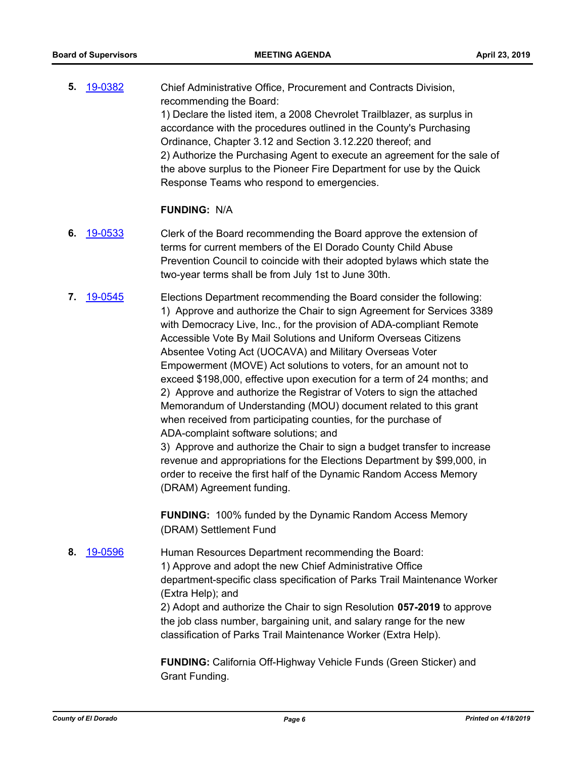**5.** 19-0382

Chief Administrative Office, Procurement and Contracts Division, recommending the Board:
1) Declare the listed item, a 2008 Chevrolet Trailblazer, as surplus in accordance with the procedures outlined in the County's Purchasing Ordinance, Chapter 3.12 and Section 3.12.220 thereof; and
2) Authorize the Purchasing Agent to execute an agreement for the sale of the above surplus to the Pioneer Fire Department for use by the Quick Response Teams who respond to emergencies.

**FUNDING:** N/A

**6.** 19-0533

Clerk of the Board recommending the Board approve the extension of terms for current members of the El Dorado County Child Abuse Prevention Council to coincide with their adopted bylaws which state the two-year terms shall be from July 1st to June 30th.

**7.** 19-0545

Elections Department recommending the Board consider the following:
1) Approve and authorize the Chair to sign Agreement for Services 3389 with Democracy Live, Inc., for the provision of ADA-compliant Remote Accessible Vote By Mail Solutions and Uniform Overseas Citizens Absentee Voting Act (UOCAVA) and Military Overseas Voter Empowerment (MOVE) Act solutions to voters, for an amount not to exceed $198,000, effective upon execution for a term of 24 months; and
2) Approve and authorize the Registrar of Voters to sign the attached Memorandum of Understanding (MOU) document related to this grant when received from participating counties, for the purchase of ADA-complaint software solutions; and
3) Approve and authorize the Chair to sign a budget transfer to increase revenue and appropriations for the Elections Department by $99,000, in order to receive the first half of the Dynamic Random Access Memory (DRAM) Agreement funding.

**FUNDING:** 100% funded by the Dynamic Random Access Memory (DRAM) Settlement Fund

**8.** 19-0596

Human Resources Department recommending the Board:
1) Approve and adopt the new Chief Administrative Office department-specific class specification of Parks Trail Maintenance Worker (Extra Help); and
2) Adopt and authorize the Chair to sign Resolution **057-2019** to approve the job class number, bargaining unit, and salary range for the new classification of Parks Trail Maintenance Worker (Extra Help).

**FUNDING:** California Off-Highway Vehicle Funds (Green Sticker) and Grant Funding.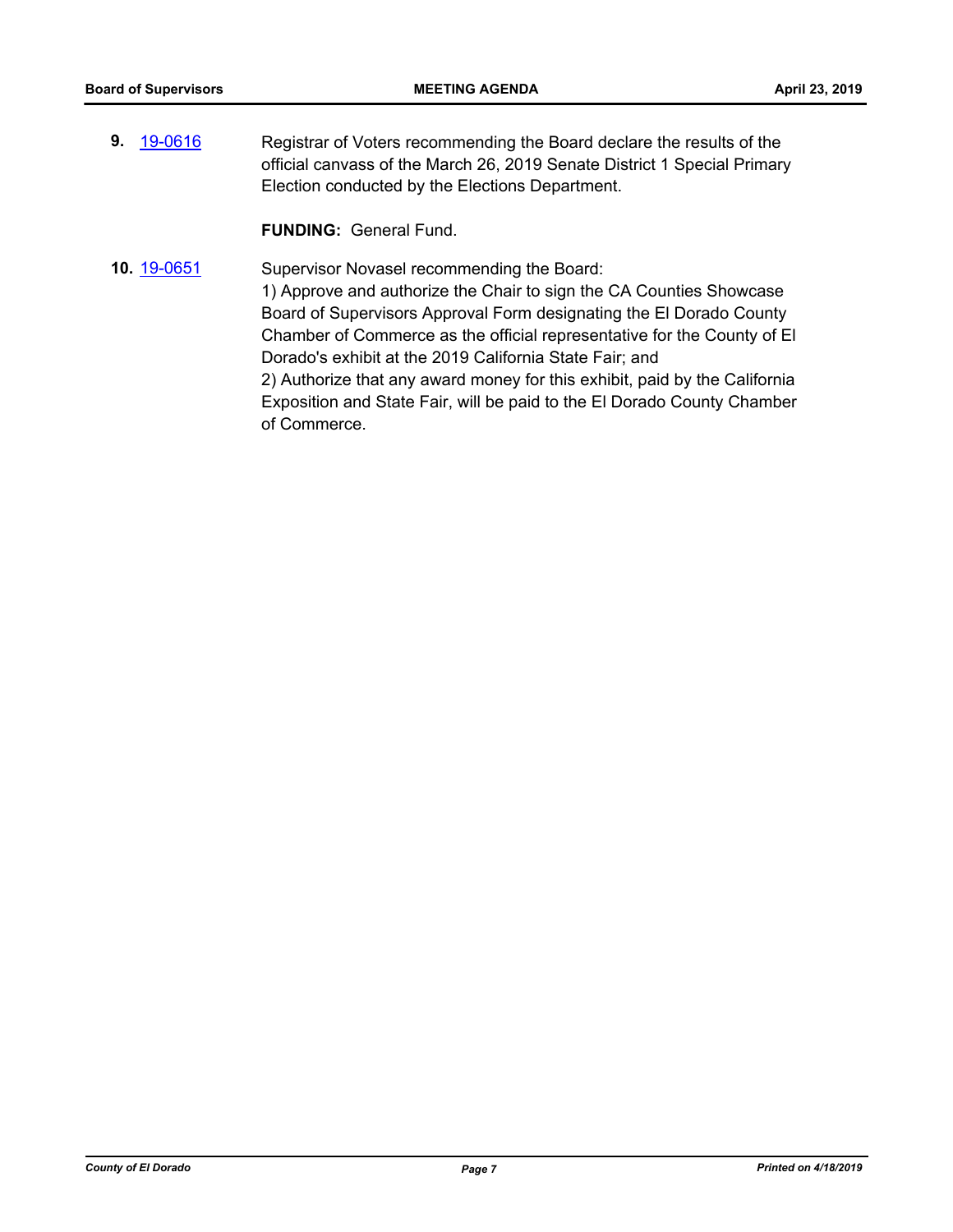**9.** [19-0616](19-0616) Registrar of Voters recommending the Board declare the results of the official canvass of the March 26, 2019 Senate District 1 Special Primary Election conducted by the Elections Department.

**FUNDING:** General Fund.

**10.** [19-0651](19-0651) Supervisor Novasel recommending the Board:
1) Approve and authorize the Chair to sign the CA Counties Showcase Board of Supervisors Approval Form designating the El Dorado County Chamber of Commerce as the official representative for the County of El Dorado's exhibit at the 2019 California State Fair; and
2) Authorize that any award money for this exhibit, paid by the California Exposition and State Fair, will be paid to the El Dorado County Chamber of Commerce.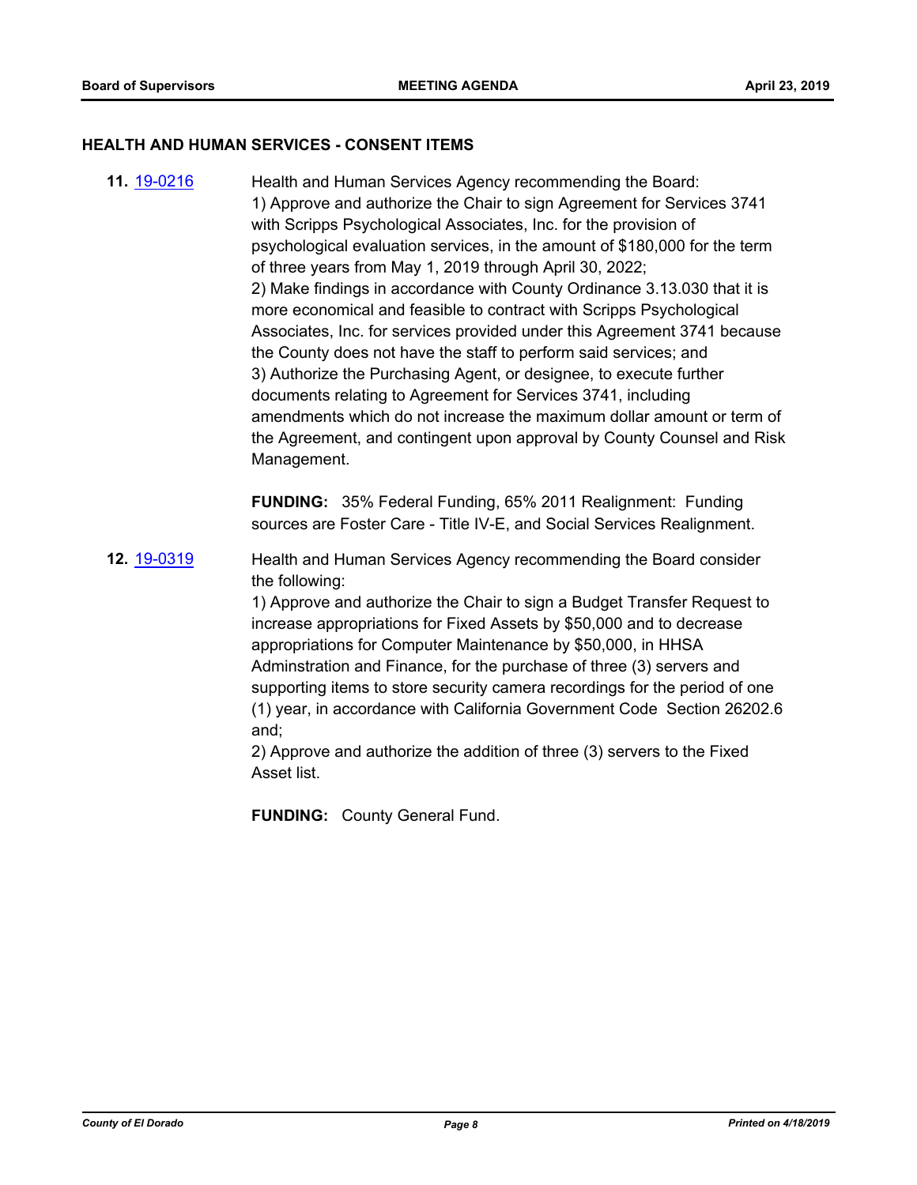## HEALTH AND HUMAN SERVICES - CONSENT ITEMS

**11.** [19-0216](19-0216) Health and Human Services Agency recommending the Board:

1) Approve and authorize the Chair to sign Agreement for Services 3741 with Scripps Psychological Associates, Inc. for the provision of psychological evaluation services, in the amount of $180,000 for the term of three years from May 1, 2019 through April 30, 2022;

2) Make findings in accordance with County Ordinance 3.13.030 that it is more economical and feasible to contract with Scripps Psychological Associates, Inc. for services provided under this Agreement 3741 because the County does not have the staff to perform said services; and

3) Authorize the Purchasing Agent, or designee, to execute further documents relating to Agreement for Services 3741, including amendments which do not increase the maximum dollar amount or term of the Agreement, and contingent upon approval by County Counsel and Risk Management.

**FUNDING:** 35% Federal Funding, 65% 2011 Realignment: Funding sources are Foster Care - Title IV-E, and Social Services Realignment.

**12.** [19-0319](19-0319) Health and Human Services Agency recommending the Board consider the following:

1) Approve and authorize the Chair to sign a Budget Transfer Request to increase appropriations for Fixed Assets by $50,000 and to decrease appropriations for Computer Maintenance by $50,000, in HHSA Adminstration and Finance, for the purchase of three (3) servers and supporting items to store security camera recordings for the period of one (1) year, in accordance with California Government Code Section 26202.6 and;

2) Approve and authorize the addition of three (3) servers to the Fixed Asset list.

**FUNDING:** County General Fund.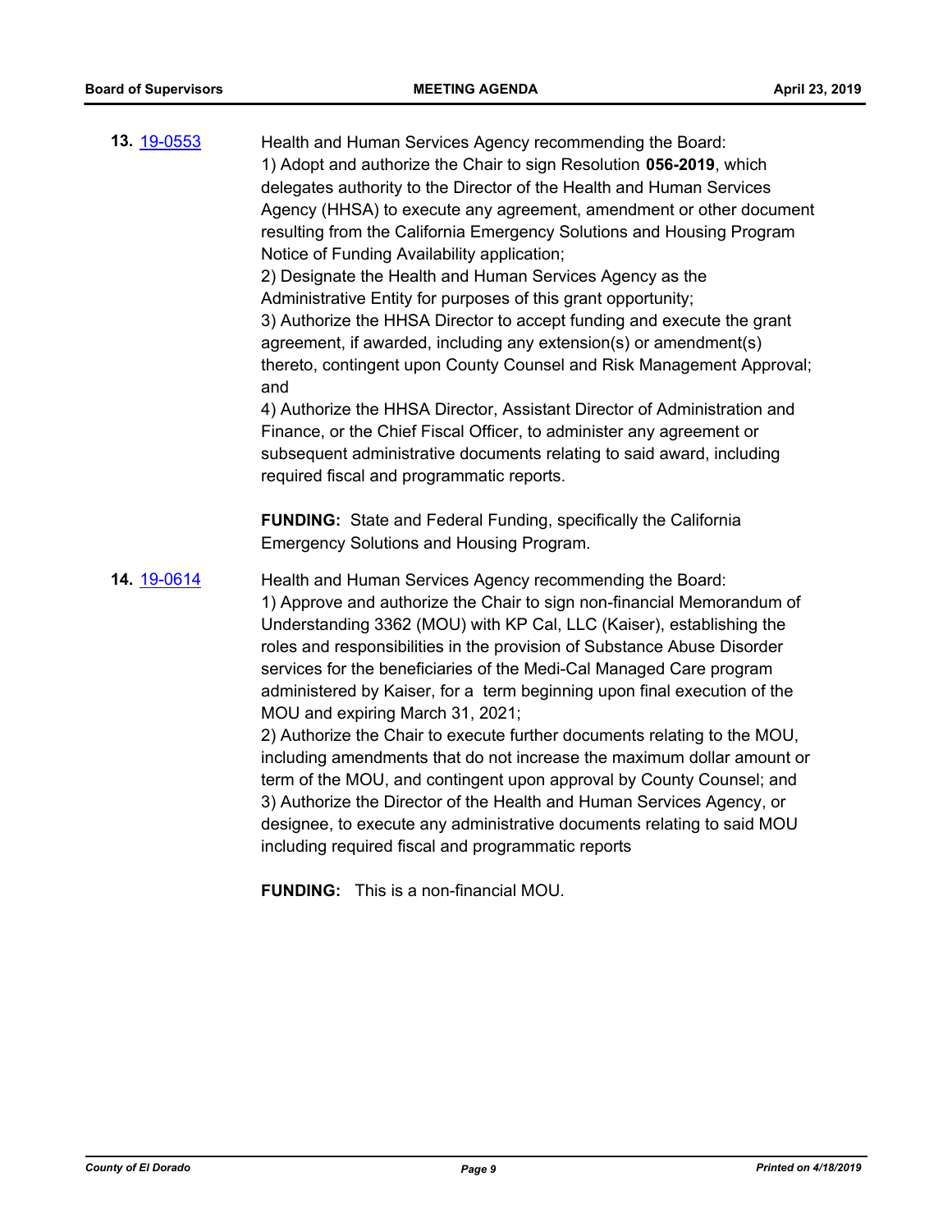**13.** 19-0553

Health and Human Services Agency recommending the Board:
1) Adopt and authorize the Chair to sign Resolution **056-2019**, which delegates authority to the Director of the Health and Human Services Agency (HHSA) to execute any agreement, amendment or other document resulting from the California Emergency Solutions and Housing Program Notice of Funding Availability application;
2) Designate the Health and Human Services Agency as the Administrative Entity for purposes of this grant opportunity;
3) Authorize the HHSA Director to accept funding and execute the grant agreement, if awarded, including any extension(s) or amendment(s) thereto, contingent upon County Counsel and Risk Management Approval; and
4) Authorize the HHSA Director, Assistant Director of Administration and Finance, or the Chief Fiscal Officer, to administer any agreement or subsequent administrative documents relating to said award, including required fiscal and programmatic reports.

**FUNDING:** State and Federal Funding, specifically the California Emergency Solutions and Housing Program.

**14.** 19-0614

Health and Human Services Agency recommending the Board:
1) Approve and authorize the Chair to sign non-financial Memorandum of Understanding 3362 (MOU) with KP Cal, LLC (Kaiser), establishing the roles and responsibilities in the provision of Substance Abuse Disorder services for the beneficiaries of the Medi-Cal Managed Care program administered by Kaiser, for a term beginning upon final execution of the MOU and expiring March 31, 2021;
2) Authorize the Chair to execute further documents relating to the MOU, including amendments that do not increase the maximum dollar amount or term of the MOU, and contingent upon approval by County Counsel; and
3) Authorize the Director of the Health and Human Services Agency, or designee, to execute any administrative documents relating to said MOU including required fiscal and programmatic reports

**FUNDING:** This is a non-financial MOU.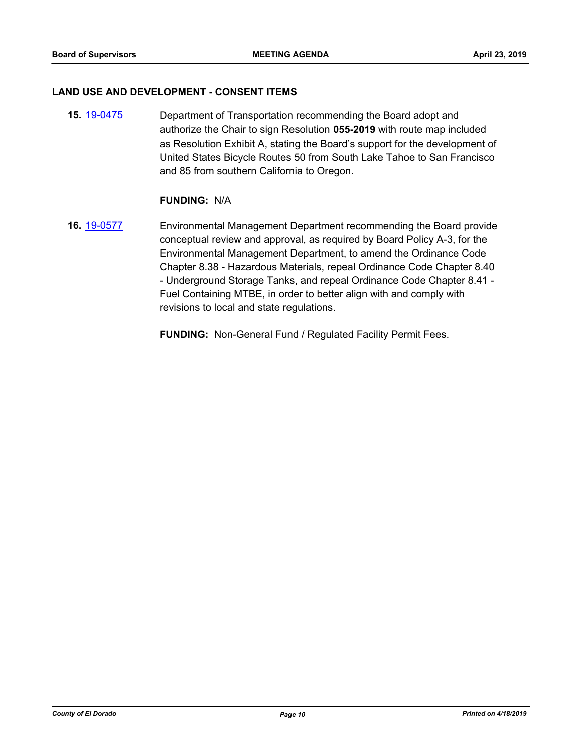## LAND USE AND DEVELOPMENT - CONSENT ITEMS

**15.** [19-0475](19-0475) Department of Transportation recommending the Board adopt and authorize the Chair to sign Resolution **055-2019** with route map included as Resolution Exhibit A, stating the Board's support for the development of United States Bicycle Routes 50 from South Lake Tahoe to San Francisco and 85 from southern California to Oregon.

**FUNDING:** N/A

**16.** [19-0577](19-0577) Environmental Management Department recommending the Board provide conceptual review and approval, as required by Board Policy A-3, for the Environmental Management Department, to amend the Ordinance Code Chapter 8.38 - Hazardous Materials, repeal Ordinance Code Chapter 8.40 - Underground Storage Tanks, and repeal Ordinance Code Chapter 8.41 - Fuel Containing MTBE, in order to better align with and comply with revisions to local and state regulations.

**FUNDING:** Non-General Fund / Regulated Facility Permit Fees.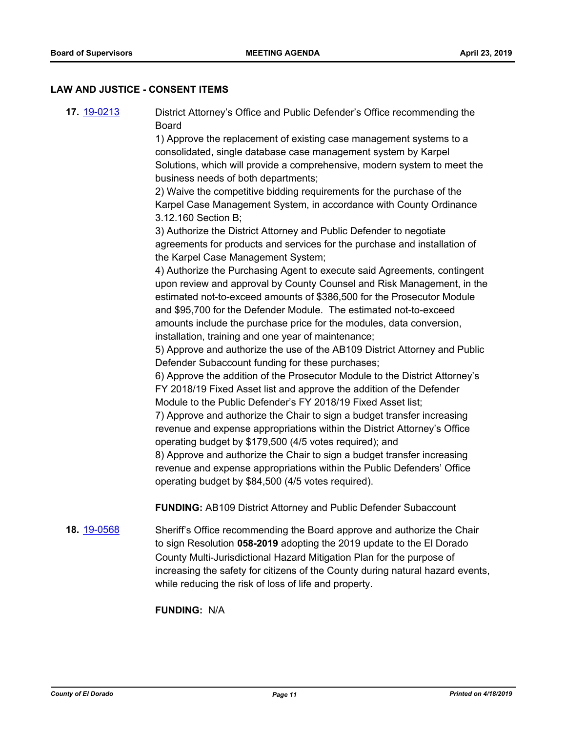## LAW AND JUSTICE - CONSENT ITEMS

**17.** 19-0213

District Attorney's Office and Public Defender's Office recommending the Board

1) Approve the replacement of existing case management systems to a consolidated, single database case management system by Karpel Solutions, which will provide a comprehensive, modern system to meet the business needs of both departments;

2) Waive the competitive bidding requirements for the purchase of the Karpel Case Management System, in accordance with County Ordinance 3.12.160 Section B;

3) Authorize the District Attorney and Public Defender to negotiate agreements for products and services for the purchase and installation of the Karpel Case Management System;

4) Authorize the Purchasing Agent to execute said Agreements, contingent upon review and approval by County Counsel and Risk Management, in the estimated not-to-exceed amounts of $386,500 for the Prosecutor Module and $95,700 for the Defender Module. The estimated not-to-exceed amounts include the purchase price for the modules, data conversion, installation, training and one year of maintenance;

5) Approve and authorize the use of the AB109 District Attorney and Public Defender Subaccount funding for these purchases;

6) Approve the addition of the Prosecutor Module to the District Attorney's FY 2018/19 Fixed Asset list and approve the addition of the Defender Module to the Public Defender's FY 2018/19 Fixed Asset list;

7) Approve and authorize the Chair to sign a budget transfer increasing revenue and expense appropriations within the District Attorney's Office operating budget by $179,500 (4/5 votes required); and

8) Approve and authorize the Chair to sign a budget transfer increasing revenue and expense appropriations within the Public Defenders' Office operating budget by $84,500 (4/5 votes required).

**FUNDING:** AB109 District Attorney and Public Defender Subaccount

**18.** 19-0568

Sheriff's Office recommending the Board approve and authorize the Chair to sign Resolution **058-2019** adopting the 2019 update to the El Dorado County Multi-Jurisdictional Hazard Mitigation Plan for the purpose of increasing the safety for citizens of the County during natural hazard events, while reducing the risk of loss of life and property.

**FUNDING:** N/A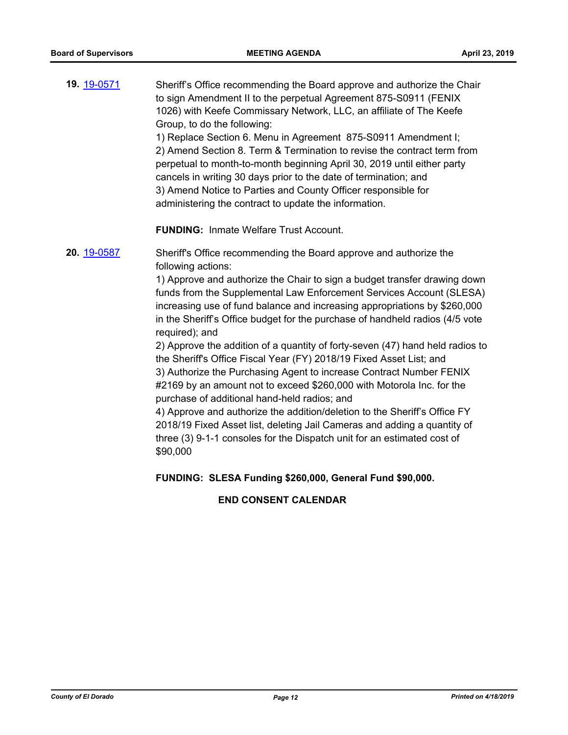**19.** 19-0571 Sheriff's Office recommending the Board approve and authorize the Chair to sign Amendment II to the perpetual Agreement 875-S0911 (FENIX 1026) with Keefe Commissary Network, LLC, an affiliate of The Keefe Group, to do the following:

1) Replace Section 6. Menu in Agreement 875-S0911 Amendment I;
2) Amend Section 8. Term & Termination to revise the contract term from perpetual to month-to-month beginning April 30, 2019 until either party cancels in writing 30 days prior to the date of termination; and
3) Amend Notice to Parties and County Officer responsible for administering the contract to update the information.

**FUNDING:** Inmate Welfare Trust Account.

**20.** 19-0587 Sheriff's Office recommending the Board approve and authorize the following actions:

1) Approve and authorize the Chair to sign a budget transfer drawing down funds from the Supplemental Law Enforcement Services Account (SLESA) increasing use of fund balance and increasing appropriations by $260,000 in the Sheriff's Office budget for the purchase of handheld radios (4/5 vote required); and
2) Approve the addition of a quantity of forty-seven (47) hand held radios to the Sheriff's Office Fiscal Year (FY) 2018/19 Fixed Asset List; and
3) Authorize the Purchasing Agent to increase Contract Number FENIX #2169 by an amount not to exceed $260,000 with Motorola Inc. for the purchase of additional hand-held radios; and
4) Approve and authorize the addition/deletion to the Sheriff's Office FY 2018/19 Fixed Asset list, deleting Jail Cameras and adding a quantity of three (3) 9-1-1 consoles for the Dispatch unit for an estimated cost of $90,000

**FUNDING: SLESA Funding $260,000, General Fund $90,000.**

**END CONSENT CALENDAR**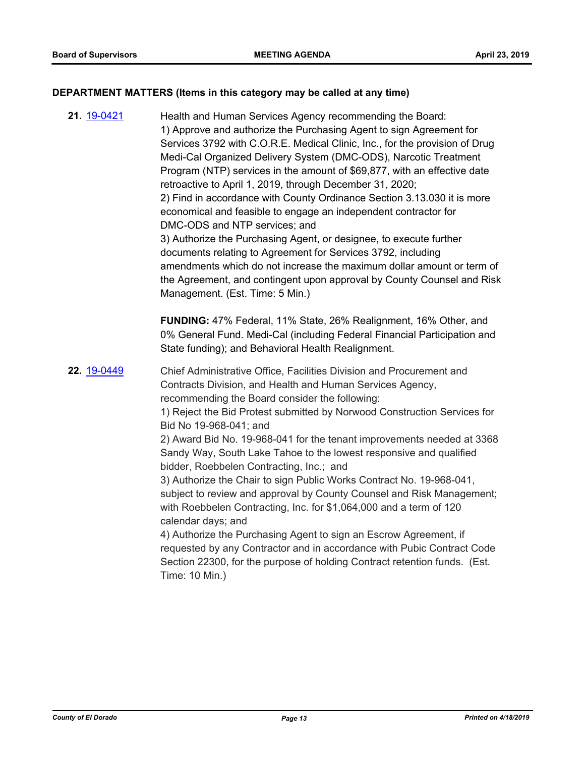## DEPARTMENT MATTERS (Items in this category may be called at any time)

**21.** [19-0421](#)

Health and Human Services Agency recommending the Board:
1) Approve and authorize the Purchasing Agent to sign Agreement for Services 3792 with C.O.R.E. Medical Clinic, Inc., for the provision of Drug Medi-Cal Organized Delivery System (DMC-ODS), Narcotic Treatment Program (NTP) services in the amount of $69,877, with an effective date retroactive to April 1, 2019, through December 31, 2020;
2) Find in accordance with County Ordinance Section 3.13.030 it is more economical and feasible to engage an independent contractor for DMC-ODS and NTP services; and
3) Authorize the Purchasing Agent, or designee, to execute further documents relating to Agreement for Services 3792, including amendments which do not increase the maximum dollar amount or term of the Agreement, and contingent upon approval by County Counsel and Risk Management. (Est. Time: 5 Min.)

**FUNDING:** 47% Federal, 11% State, 26% Realignment, 16% Other, and 0% General Fund. Medi-Cal (including Federal Financial Participation and State funding); and Behavioral Health Realignment.

**22.** [19-0449](#)

Chief Administrative Office, Facilities Division and Procurement and Contracts Division, and Health and Human Services Agency, recommending the Board consider the following:
1) Reject the Bid Protest submitted by Norwood Construction Services for Bid No 19-968-041; and
2) Award Bid No. 19-968-041 for the tenant improvements needed at 3368 Sandy Way, South Lake Tahoe to the lowest responsive and qualified bidder, Roebbelen Contracting, Inc.; and
3) Authorize the Chair to sign Public Works Contract No. 19-968-041, subject to review and approval by County Counsel and Risk Management; with Roebbelen Contracting, Inc. for $1,064,000 and a term of 120 calendar days; and
4) Authorize the Purchasing Agent to sign an Escrow Agreement, if requested by any Contractor and in accordance with Pubic Contract Code Section 22300, for the purpose of holding Contract retention funds. (Est. Time: 10 Min.)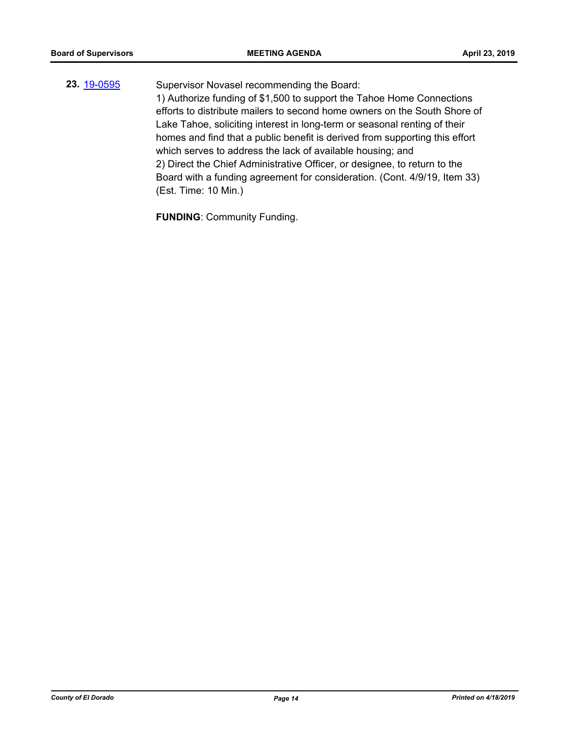**23.** 19-0595

Supervisor Novasel recommending the Board:
1) Authorize funding of $1,500 to support the Tahoe Home Connections efforts to distribute mailers to second home owners on the South Shore of Lake Tahoe, soliciting interest in long-term or seasonal renting of their homes and find that a public benefit is derived from supporting this effort which serves to address the lack of available housing; and
2) Direct the Chief Administrative Officer, or designee, to return to the Board with a funding agreement for consideration. (Cont. 4/9/19, Item 33) (Est. Time: 10 Min.)

**FUNDING**: Community Funding.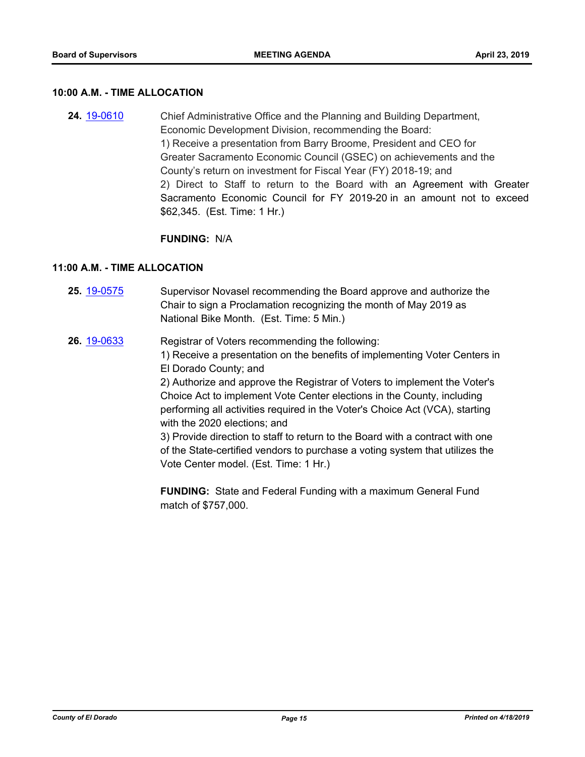### 10:00 A.M. - TIME ALLOCATION

**24.** [19-0610](19-0610) Chief Administrative Office and the Planning and Building Department, Economic Development Division, recommending the Board:
1) Receive a presentation from Barry Broome, President and CEO for Greater Sacramento Economic Council (GSEC) on achievements and the County's return on investment for Fiscal Year (FY) 2018-19; and
2) Direct to Staff to return to the Board with an Agreement with Greater Sacramento Economic Council for FY 2019-20 in an amount not to exceed $62,345. (Est. Time: 1 Hr.)

**FUNDING:** N/A

### 11:00 A.M. - TIME ALLOCATION

**25.** [19-0575](19-0575) Supervisor Novasel recommending the Board approve and authorize the Chair to sign a Proclamation recognizing the month of May 2019 as National Bike Month. (Est. Time: 5 Min.)

**26.** [19-0633](19-0633) Registrar of Voters recommending the following:
1) Receive a presentation on the benefits of implementing Voter Centers in El Dorado County; and
2) Authorize and approve the Registrar of Voters to implement the Voter's Choice Act to implement Vote Center elections in the County, including performing all activities required in the Voter's Choice Act (VCA), starting with the 2020 elections; and
3) Provide direction to staff to return to the Board with a contract with one of the State-certified vendors to purchase a voting system that utilizes the Vote Center model. (Est. Time: 1 Hr.)

**FUNDING:** State and Federal Funding with a maximum General Fund match of $757,000.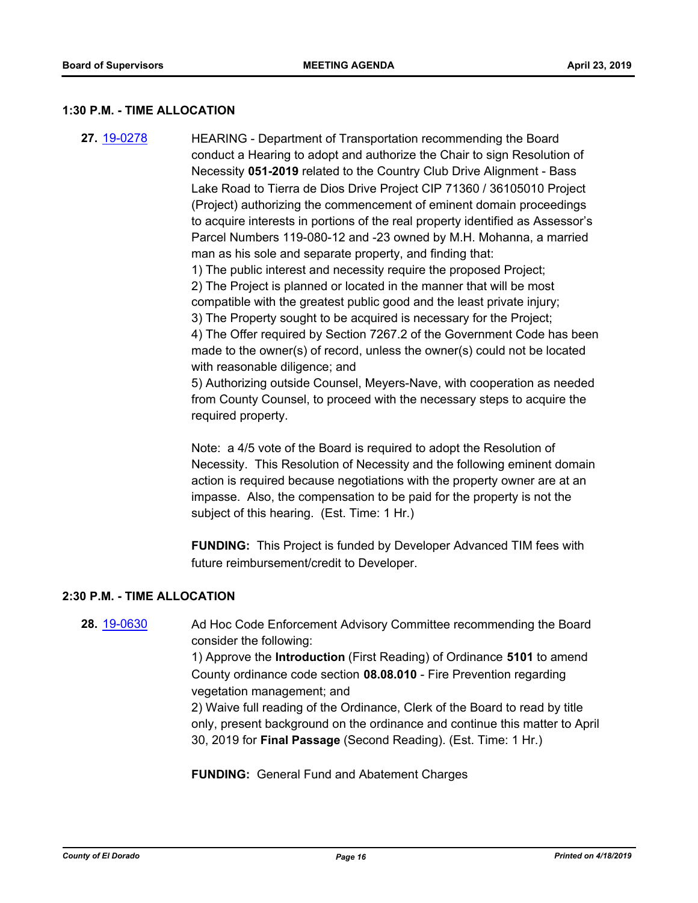### 1:30 P.M. - TIME ALLOCATION

**27.** [19-0278](19-0278) HEARING - Department of Transportation recommending the Board conduct a Hearing to adopt and authorize the Chair to sign Resolution of Necessity **051-2019** related to the Country Club Drive Alignment - Bass Lake Road to Tierra de Dios Drive Project CIP 71360 / 36105010 Project (Project) authorizing the commencement of eminent domain proceedings to acquire interests in portions of the real property identified as Assessor's Parcel Numbers 119-080-12 and -23 owned by M.H. Mohanna, a married man as his sole and separate property, and finding that:

1) The public interest and necessity require the proposed Project;
2) The Project is planned or located in the manner that will be most compatible with the greatest public good and the least private injury;
3) The Property sought to be acquired is necessary for the Project;
4) The Offer required by Section 7267.2 of the Government Code has been made to the owner(s) of record, unless the owner(s) could not be located with reasonable diligence; and
5) Authorizing outside Counsel, Meyers-Nave, with cooperation as needed from County Counsel, to proceed with the necessary steps to acquire the required property.

Note: a 4/5 vote of the Board is required to adopt the Resolution of Necessity. This Resolution of Necessity and the following eminent domain action is required because negotiations with the property owner are at an impasse. Also, the compensation to be paid for the property is not the subject of this hearing. (Est. Time: 1 Hr.)

**FUNDING:** This Project is funded by Developer Advanced TIM fees with future reimbursement/credit to Developer.

### 2:30 P.M. - TIME ALLOCATION

**28.** [19-0630](19-0630) Ad Hoc Code Enforcement Advisory Committee recommending the Board consider the following:

1) Approve the **Introduction** (First Reading) of Ordinance **5101** to amend County ordinance code section **08.08.010** - Fire Prevention regarding vegetation management; and
2) Waive full reading of the Ordinance, Clerk of the Board to read by title only, present background on the ordinance and continue this matter to April 30, 2019 for **Final Passage** (Second Reading). (Est. Time: 1 Hr.)

**FUNDING:** General Fund and Abatement Charges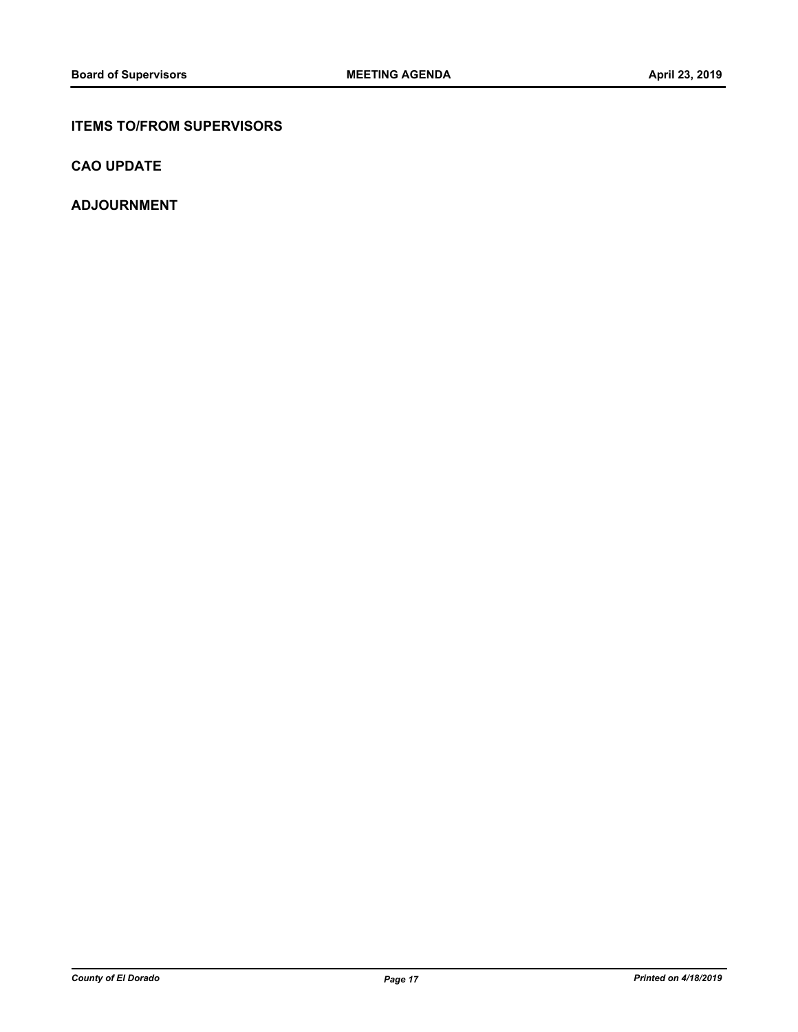## ITEMS TO/FROM SUPERVISORS

## CAO UPDATE

## ADJOURNMENT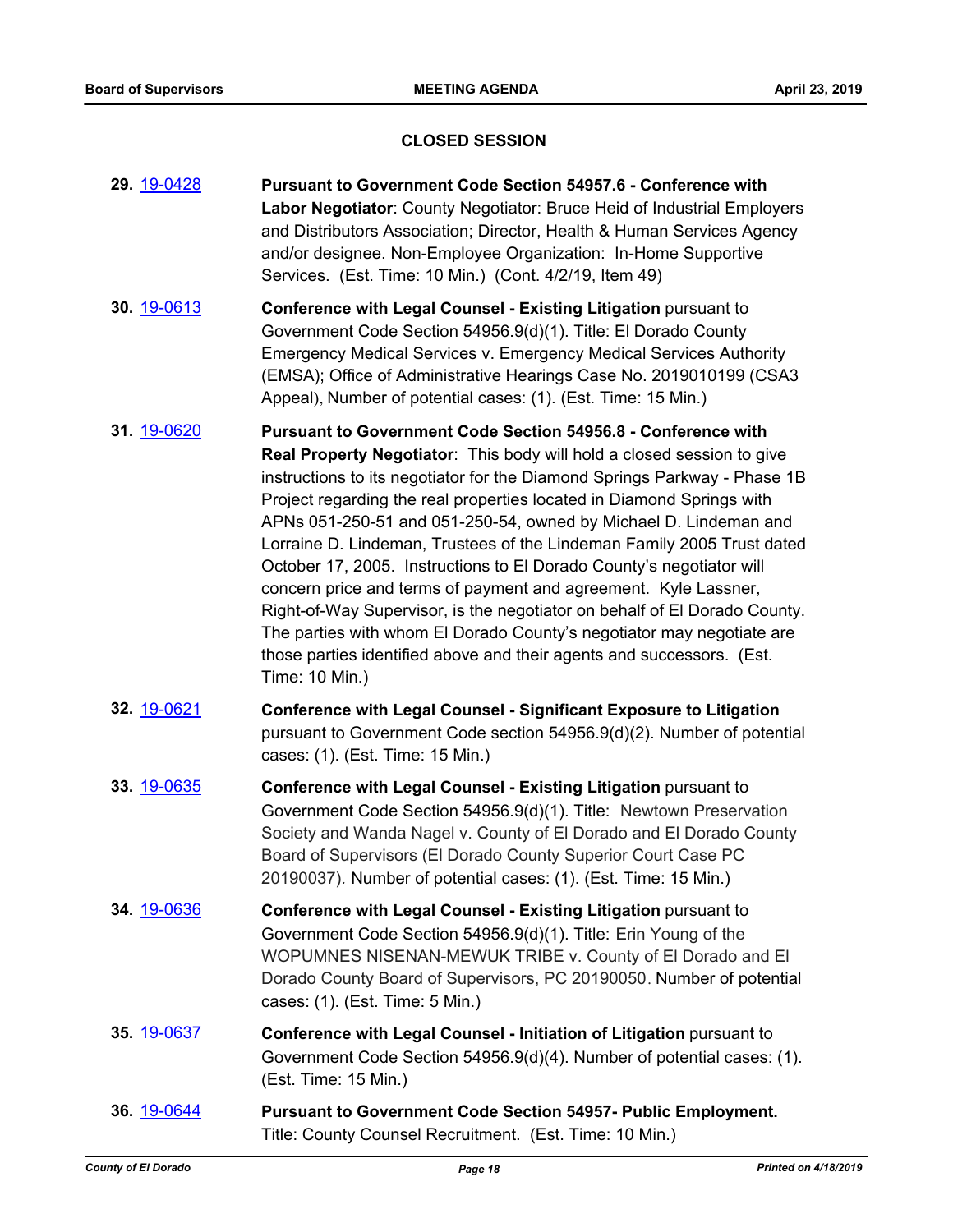## CLOSED SESSION

**29.** 19-0428 **Pursuant to Government Code Section 54957.6 - Conference with Labor Negotiator**: County Negotiator: Bruce Heid of Industrial Employers and Distributors Association; Director, Health & Human Services Agency and/or designee. Non-Employee Organization: In-Home Supportive Services. (Est. Time: 10 Min.) (Cont. 4/2/19, Item 49)

**30.** 19-0613 **Conference with Legal Counsel - Existing Litigation** pursuant to Government Code Section 54956.9(d)(1). Title: El Dorado County Emergency Medical Services v. Emergency Medical Services Authority (EMSA); Office of Administrative Hearings Case No. 2019010199 (CSA3 Appeal), Number of potential cases: (1). (Est. Time: 15 Min.)

**31.** 19-0620 **Pursuant to Government Code Section 54956.8 - Conference with Real Property Negotiator**: This body will hold a closed session to give instructions to its negotiator for the Diamond Springs Parkway - Phase 1B Project regarding the real properties located in Diamond Springs with APNs 051-250-51 and 051-250-54, owned by Michael D. Lindeman and Lorraine D. Lindeman, Trustees of the Lindeman Family 2005 Trust dated October 17, 2005. Instructions to El Dorado County's negotiator will concern price and terms of payment and agreement. Kyle Lassner, Right-of-Way Supervisor, is the negotiator on behalf of El Dorado County. The parties with whom El Dorado County's negotiator may negotiate are those parties identified above and their agents and successors. (Est. Time: 10 Min.)

**32.** 19-0621 **Conference with Legal Counsel - Significant Exposure to Litigation** pursuant to Government Code section 54956.9(d)(2). Number of potential cases: (1). (Est. Time: 15 Min.)

**33.** 19-0635 **Conference with Legal Counsel - Existing Litigation** pursuant to Government Code Section 54956.9(d)(1). Title: Newtown Preservation Society and Wanda Nagel v. County of El Dorado and El Dorado County Board of Supervisors (El Dorado County Superior Court Case PC 20190037). Number of potential cases: (1). (Est. Time: 15 Min.)

**34.** 19-0636 **Conference with Legal Counsel - Existing Litigation** pursuant to Government Code Section 54956.9(d)(1). Title: Erin Young of the WOPUMNES NISENAN-MEWUK TRIBE v. County of El Dorado and El Dorado County Board of Supervisors, PC 20190050. Number of potential cases: (1). (Est. Time: 5 Min.)

**35.** 19-0637 **Conference with Legal Counsel - Initiation of Litigation** pursuant to Government Code Section 54956.9(d)(4). Number of potential cases: (1). (Est. Time: 15 Min.)

**36.** 19-0644 **Pursuant to Government Code Section 54957- Public Employment.** Title: County Counsel Recruitment. (Est. Time: 10 Min.)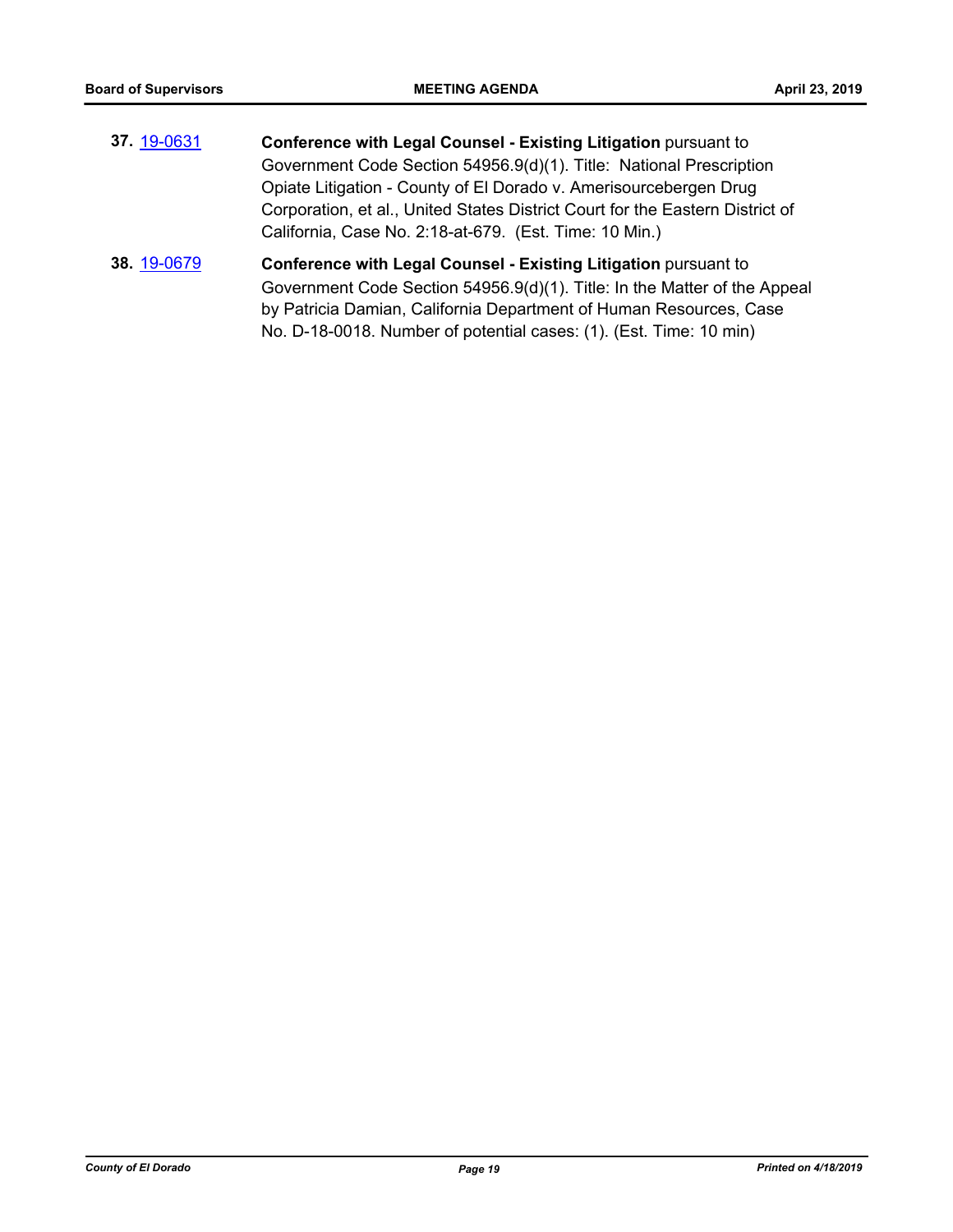**37.** [19-0631](#)  **Conference with Legal Counsel - Existing Litigation** pursuant to Government Code Section 54956.9(d)(1). Title: National Prescription Opiate Litigation - County of El Dorado v. Amerisourcebergen Drug Corporation, et al., United States District Court for the Eastern District of California, Case No. 2:18-at-679. (Est. Time: 10 Min.)

**38.** [19-0679](#)  **Conference with Legal Counsel - Existing Litigation** pursuant to Government Code Section 54956.9(d)(1). Title: In the Matter of the Appeal by Patricia Damian, California Department of Human Resources, Case No. D-18-0018. Number of potential cases: (1). (Est. Time: 10 min)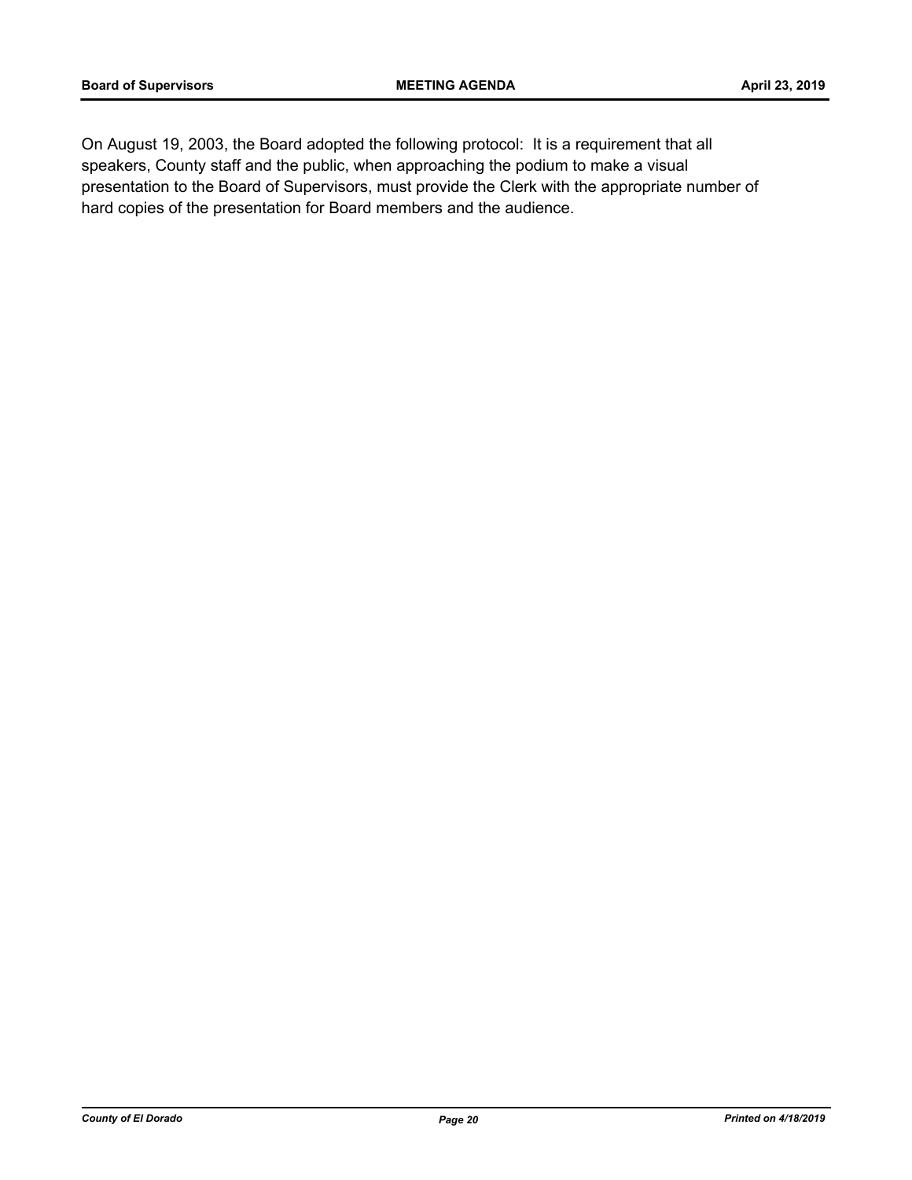On August 19, 2003, the Board adopted the following protocol: It is a requirement that all speakers, County staff and the public, when approaching the podium to make a visual presentation to the Board of Supervisors, must provide the Clerk with the appropriate number of hard copies of the presentation for Board members and the audience.